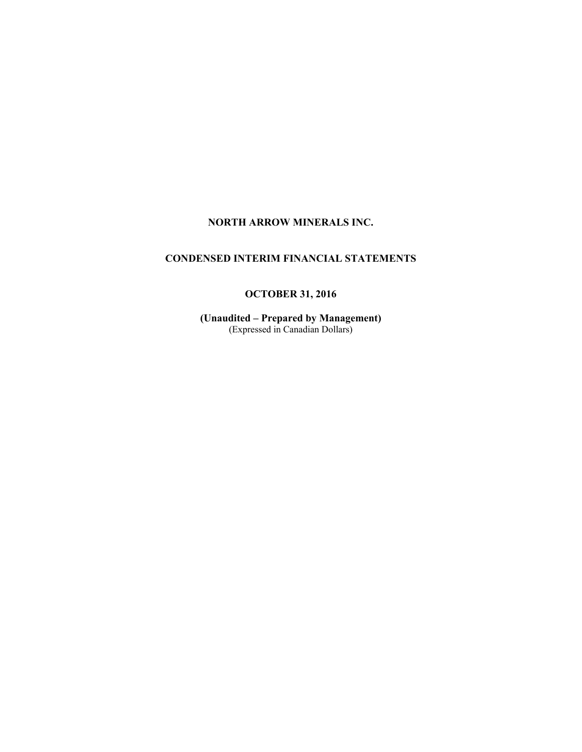# NORTH ARROW MINERALS INC.

## CONDENSED INTERIM FINANCIAL STATEMENTS

## OCTOBER 31, 2016

**(Unaudited – Prepared by Management)**
(Expressed in Canadian Dollars)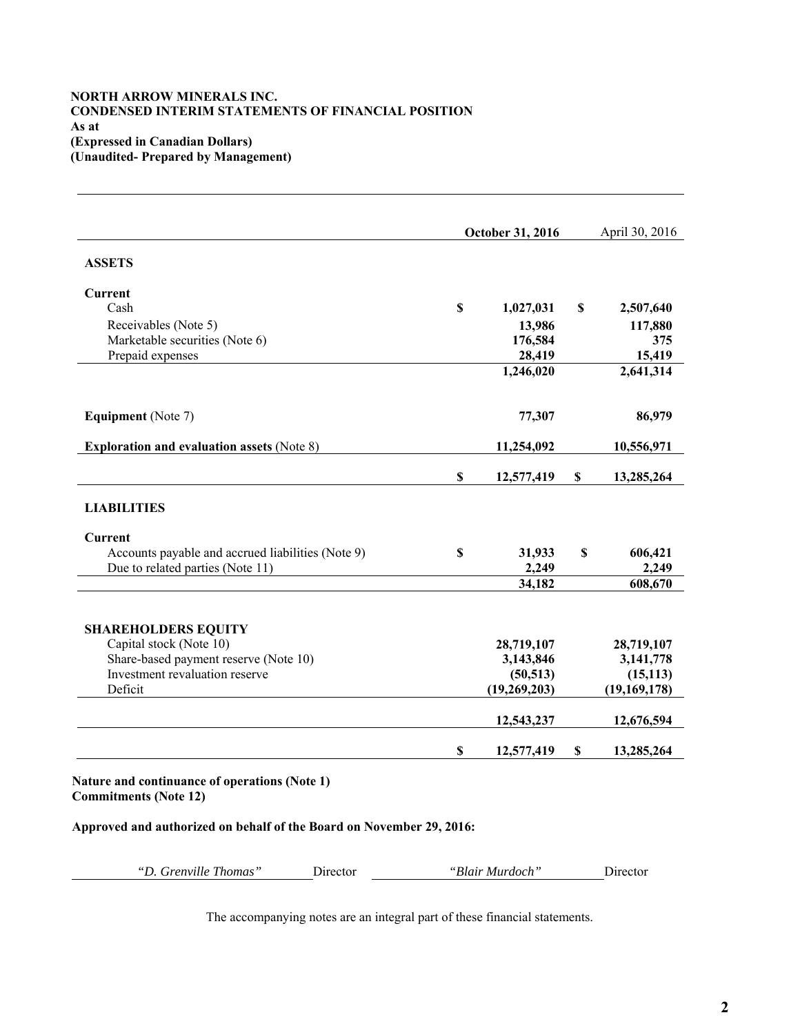**NORTH ARROW MINERALS INC.**
**CONDENSED INTERIM STATEMENTS OF FINANCIAL POSITION**
**As at**
**(Expressed in Canadian Dollars)**
**(Unaudited- Prepared by Management)**

| | October 31, 2016 | April 30, 2016 |
|---|---|---|
| **ASSETS** | | |
| **Current** | | |
| Cash | $ 1,027,031 | $ 2,507,640 |
| Receivables (Note 5) | 13,986 | 117,880 |
| Marketable securities (Note 6) | 176,584 | 375 |
| Prepaid expenses | 28,419 | 15,419 |
| | 1,246,020 | 2,641,314 |
| **Equipment** (Note 7) | 77,307 | 86,979 |
| **Exploration and evaluation assets** (Note 8) | 11,254,092 | 10,556,971 |
| | $ 12,577,419 | $ 13,285,264 |
| **LIABILITIES** | | |
| **Current** | | |
| Accounts payable and accrued liabilities (Note 9) | $ 31,933 | $ 606,421 |
| Due to related parties (Note 11) | 2,249 | 2,249 |
| | 34,182 | 608,670 |
| **SHAREHOLDERS EQUITY** | | |
| Capital stock (Note 10) | 28,719,107 | 28,719,107 |
| Share-based payment reserve (Note 10) | 3,143,846 | 3,141,778 |
| Investment revaluation reserve | (50,513) | (15,113) |
| Deficit | (19,269,203) | (19,169,178) |
| | 12,543,237 | 12,676,594 |
| | $ 12,577,419 | $ 13,285,264 |

**Nature and continuance of operations (Note 1)**
**Commitments (Note 12)**

**Approved and authorized on behalf of the Board on November 29, 2016:**

*"D. Grenville Thomas"* Director *"Blair Murdoch"* Director

The accompanying notes are an integral part of these financial statements.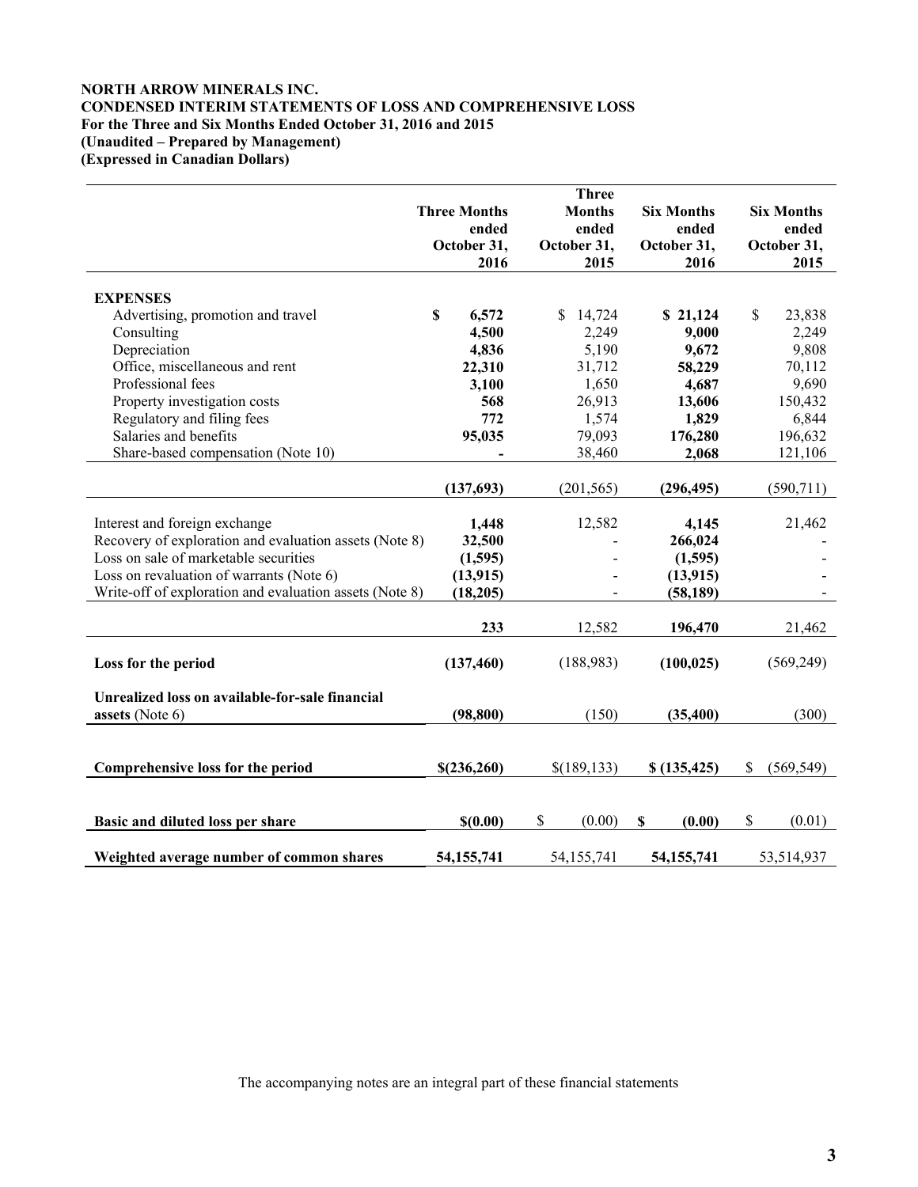**NORTH ARROW MINERALS INC.**
**CONDENSED INTERIM STATEMENTS OF LOSS AND COMPREHENSIVE LOSS**
**For the Three and Six Months Ended October 31, 2016 and 2015**
**(Unaudited – Prepared by Management)**
**(Expressed in Canadian Dollars)**

| | Three Months ended October 31, 2016 | Three Months ended October 31, 2015 | Six Months ended October 31, 2016 | Six Months ended October 31, 2015 |
|---|---|---|---|---|
| **EXPENSES** | | | | |
| Advertising, promotion and travel | **$ 6,572** | $ 14,724 | **$ 21,124** | $ 23,838 |
| Consulting | **4,500** | 2,249 | **9,000** | 2,249 |
| Depreciation | **4,836** | 5,190 | **9,672** | 9,808 |
| Office, miscellaneous and rent | **22,310** | 31,712 | **58,229** | 70,112 |
| Professional fees | **3,100** | 1,650 | **4,687** | 9,690 |
| Property investigation costs | **568** | 26,913 | **13,606** | 150,432 |
| Regulatory and filing fees | **772** | 1,574 | **1,829** | 6,844 |
| Salaries and benefits | **95,035** | 79,093 | **176,280** | 196,632 |
| Share-based compensation (Note 10) | **-** | 38,460 | **2,068** | 121,106 |
| | **(137,693)** | (201,565) | **(296,495)** | (590,711) |
| Interest and foreign exchange | **1,448** | 12,582 | **4,145** | 21,462 |
| Recovery of exploration and evaluation assets (Note 8) | **32,500** | - | **266,024** | - |
| Loss on sale of marketable securities | **(1,595)** | - | **(1,595)** | - |
| Loss on revaluation of warrants (Note 6) | **(13,915)** | - | **(13,915)** | - |
| Write-off of exploration and evaluation assets (Note 8) | **(18,205)** | - | **(58,189)** | - |
| | **233** | 12,582 | **196,470** | 21,462 |
| **Loss for the period** | **(137,460)** | (188,983) | **(100,025)** | (569,249) |
| **Unrealized loss on available-for-sale financial assets** (Note 6) | **(98,800)** | (150) | **(35,400)** | (300) |
| **Comprehensive loss for the period** | **$(236,260)** | $(189,133) | **$ (135,425)** | $ (569,549) |
| **Basic and diluted loss per share** | **$(0.00)** | $ (0.00) | **$ (0.00)** | $ (0.01) |
| **Weighted average number of common shares** | **54,155,741** | 54,155,741 | **54,155,741** | 53,514,937 |

The accompanying notes are an integral part of these financial statements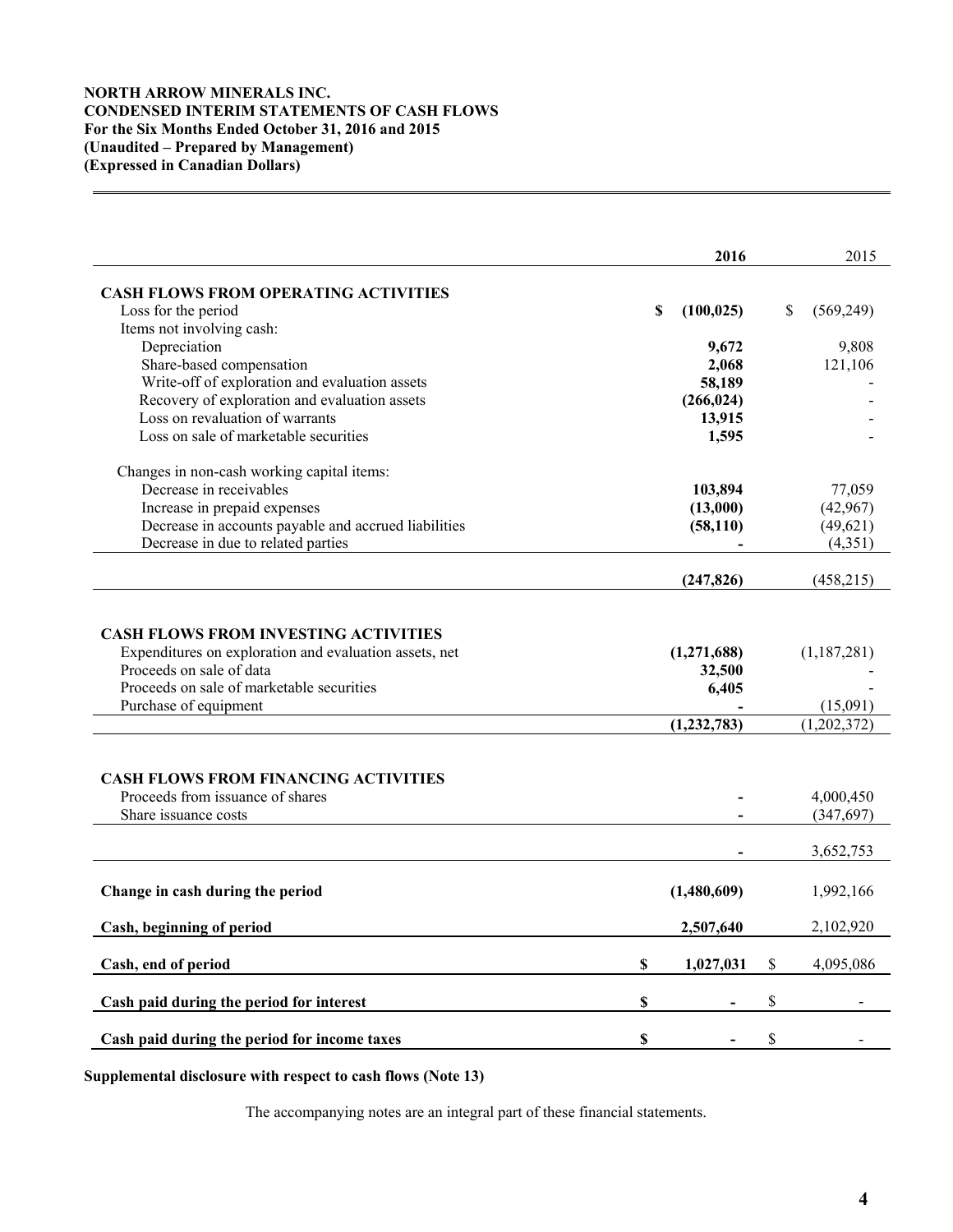**NORTH ARROW MINERALS INC.**
**CONDENSED INTERIM STATEMENTS OF CASH FLOWS**
**For the Six Months Ended October 31, 2016 and 2015**
**(Unaudited – Prepared by Management)**
**(Expressed in Canadian Dollars)**

| | 2016 | 2015 |
|---|---|---|
| **CASH FLOWS FROM OPERATING ACTIVITIES** | | |
| Loss for the period | $ (100,025) | $ (569,249) |
| Items not involving cash: | | |
| Depreciation | 9,672 | 9,808 |
| Share-based compensation | 2,068 | 121,106 |
| Write-off of exploration and evaluation assets | 58,189 | - |
| Recovery of exploration and evaluation assets | (266,024) | - |
| Loss on revaluation of warrants | 13,915 | - |
| Loss on sale of marketable securities | 1,595 | - |
| Changes in non-cash working capital items: | | |
| Decrease in receivables | 103,894 | 77,059 |
| Increase in prepaid expenses | (13,000) | (42,967) |
| Decrease in accounts payable and accrued liabilities | (58,110) | (49,621) |
| Decrease in due to related parties | - | (4,351) |
| | (247,826) | (458,215) |
| **CASH FLOWS FROM INVESTING ACTIVITIES** | | |
| Expenditures on exploration and evaluation assets, net | (1,271,688) | (1,187,281) |
| Proceeds on sale of data | 32,500 | - |
| Proceeds on sale of marketable securities | 6,405 | - |
| Purchase of equipment | - | (15,091) |
| | (1,232,783) | (1,202,372) |
| **CASH FLOWS FROM FINANCING ACTIVITIES** | | |
| Proceeds from issuance of shares | - | 4,000,450 |
| Share issuance costs | - | (347,697) |
| | - | 3,652,753 |
| **Change in cash during the period** | (1,480,609) | 1,992,166 |
| **Cash, beginning of period** | 2,507,640 | 2,102,920 |
| **Cash, end of period** | $ 1,027,031 | $ 4,095,086 |
| **Cash paid during the period for interest** | $ - | $ - |
| **Cash paid during the period for income taxes** | $ - | $ - |

**Supplemental disclosure with respect to cash flows (Note 13)**

The accompanying notes are an integral part of these financial statements.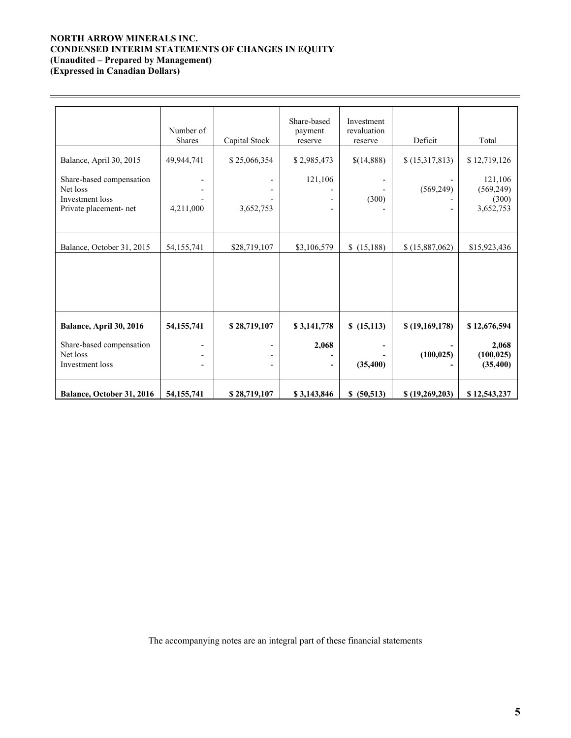**NORTH ARROW MINERALS INC.**
**CONDENSED INTERIM STATEMENTS OF CHANGES IN EQUITY**
**(Unaudited – Prepared by Management)**
**(Expressed in Canadian Dollars)**

| | Number of Shares | Capital Stock | Share-based payment reserve | Investment revaluation reserve | Deficit | Total |
|---|---|---|---|---|---|---|
| Balance, April 30, 2015 | 49,944,741 | $ 25,066,354 | $ 2,985,473 | $(14,888) | $ (15,317,813) | $ 12,719,126 |
| Share-based compensation | - | - | 121,106 | - | - | 121,106 |
| Net loss | - | - | - | - | (569,249) | (569,249) |
| Investment loss | - | - | - | (300) | - | (300) |
| Private placement- net | 4,211,000 | 3,652,753 | - | - | - | 3,652,753 |
| Balance, October 31, 2015 | 54,155,741 | $28,719,107 | $3,106,579 | $ (15,188) | $ (15,887,062) | $15,923,436 |
| | | | | | | |
| **Balance, April 30, 2016** | **54,155,741** | **$ 28,719,107** | **$ 3,141,778** | **$ (15,113)** | **$ (19,169,178)** | **$ 12,676,594** |
| Share-based compensation | - | - | **2,068** | **-** | **-** | **2,068** |
| Net loss | - | - | **-** | **-** | **(100,025)** | **(100,025)** |
| Investment loss | - | - | **-** | **(35,400)** | **-** | **(35,400)** |
| **Balance, October 31, 2016** | **54,155,741** | **$ 28,719,107** | **$ 3,143,846** | **$ (50,513)** | **$ (19,269,203)** | **$ 12,543,237** |

The accompanying notes are an integral part of these financial statements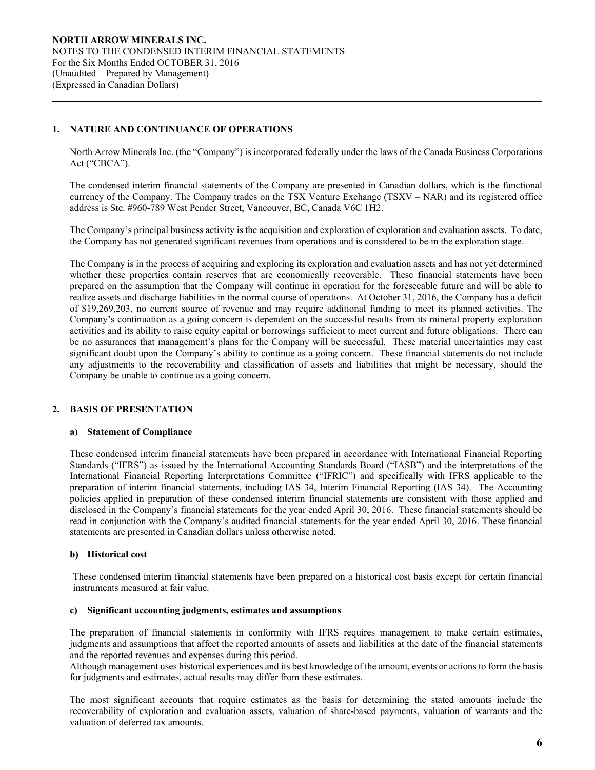## 1. NATURE AND CONTINUANCE OF OPERATIONS

North Arrow Minerals Inc. (the "Company") is incorporated federally under the laws of the Canada Business Corporations Act ("CBCA").

The condensed interim financial statements of the Company are presented in Canadian dollars, which is the functional currency of the Company. The Company trades on the TSX Venture Exchange (TSXV – NAR) and its registered office address is Ste. #960-789 West Pender Street, Vancouver, BC, Canada V6C 1H2.

The Company's principal business activity is the acquisition and exploration of exploration and evaluation assets. To date, the Company has not generated significant revenues from operations and is considered to be in the exploration stage.

The Company is in the process of acquiring and exploring its exploration and evaluation assets and has not yet determined whether these properties contain reserves that are economically recoverable. These financial statements have been prepared on the assumption that the Company will continue in operation for the foreseeable future and will be able to realize assets and discharge liabilities in the normal course of operations. At October 31, 2016, the Company has a deficit of $19,269,203, no current source of revenue and may require additional funding to meet its planned activities. The Company's continuation as a going concern is dependent on the successful results from its mineral property exploration activities and its ability to raise equity capital or borrowings sufficient to meet current and future obligations. There can be no assurances that management's plans for the Company will be successful. These material uncertainties may cast significant doubt upon the Company's ability to continue as a going concern. These financial statements do not include any adjustments to the recoverability and classification of assets and liabilities that might be necessary, should the Company be unable to continue as a going concern.

## 2. BASIS OF PRESENTATION

### a) Statement of Compliance

These condensed interim financial statements have been prepared in accordance with International Financial Reporting Standards ("IFRS") as issued by the International Accounting Standards Board ("IASB") and the interpretations of the International Financial Reporting Interpretations Committee ("IFRIC") and specifically with IFRS applicable to the preparation of interim financial statements, including IAS 34, Interim Financial Reporting (IAS 34). The Accounting policies applied in preparation of these condensed interim financial statements are consistent with those applied and disclosed in the Company's financial statements for the year ended April 30, 2016. These financial statements should be read in conjunction with the Company's audited financial statements for the year ended April 30, 2016. These financial statements are presented in Canadian dollars unless otherwise noted.

### b) Historical cost

These condensed interim financial statements have been prepared on a historical cost basis except for certain financial instruments measured at fair value.

### c) Significant accounting judgments, estimates and assumptions

The preparation of financial statements in conformity with IFRS requires management to make certain estimates, judgments and assumptions that affect the reported amounts of assets and liabilities at the date of the financial statements and the reported revenues and expenses during this period.
Although management uses historical experiences and its best knowledge of the amount, events or actions to form the basis for judgments and estimates, actual results may differ from these estimates.

The most significant accounts that require estimates as the basis for determining the stated amounts include the recoverability of exploration and evaluation assets, valuation of share-based payments, valuation of warrants and the valuation of deferred tax amounts.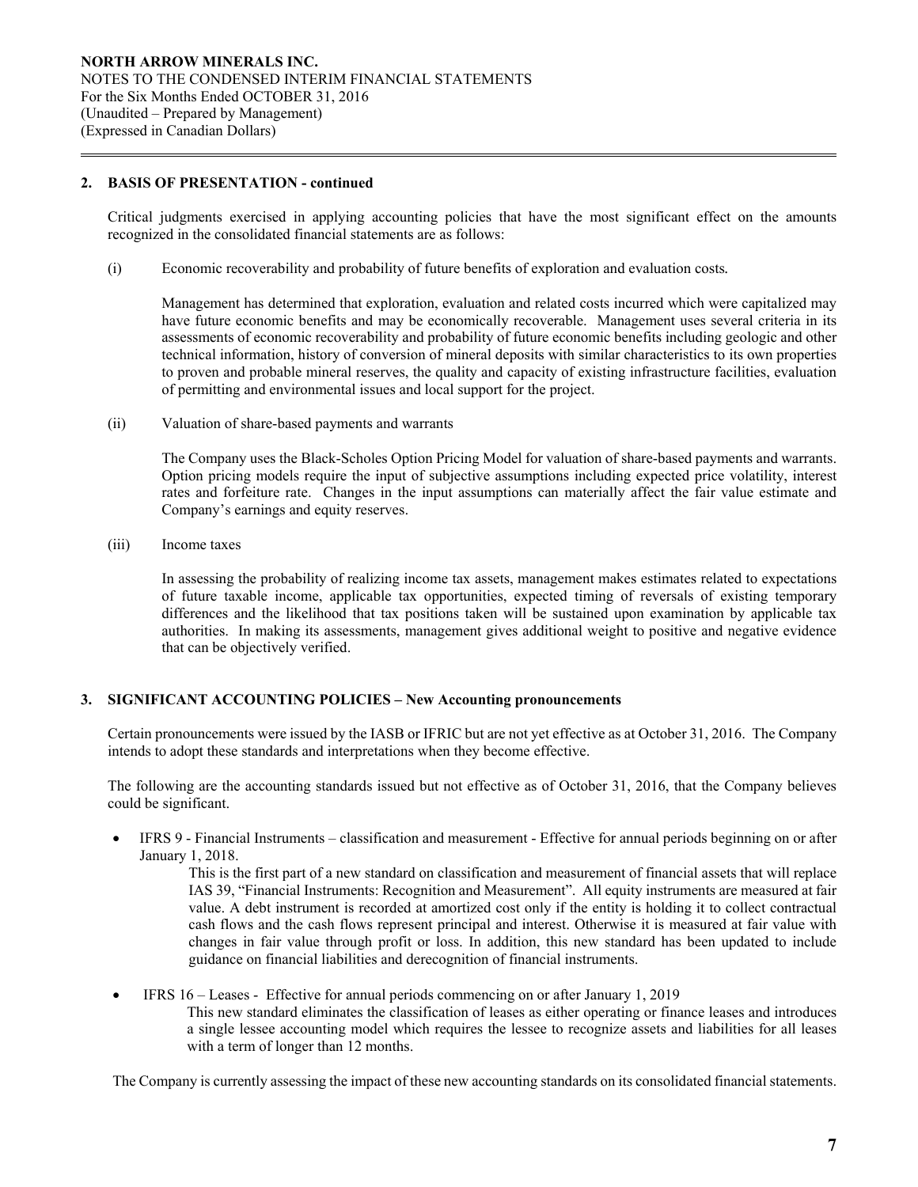## 2. BASIS OF PRESENTATION - continued

Critical judgments exercised in applying accounting policies that have the most significant effect on the amounts recognized in the consolidated financial statements are as follows:

(i) Economic recoverability and probability of future benefits of exploration and evaluation costs*.*

Management has determined that exploration, evaluation and related costs incurred which were capitalized may have future economic benefits and may be economically recoverable. Management uses several criteria in its assessments of economic recoverability and probability of future economic benefits including geologic and other technical information, history of conversion of mineral deposits with similar characteristics to its own properties to proven and probable mineral reserves, the quality and capacity of existing infrastructure facilities, evaluation of permitting and environmental issues and local support for the project.

(ii) Valuation of share-based payments and warrants

The Company uses the Black-Scholes Option Pricing Model for valuation of share-based payments and warrants. Option pricing models require the input of subjective assumptions including expected price volatility, interest rates and forfeiture rate. Changes in the input assumptions can materially affect the fair value estimate and Company's earnings and equity reserves.

(iii) Income taxes

In assessing the probability of realizing income tax assets, management makes estimates related to expectations of future taxable income, applicable tax opportunities, expected timing of reversals of existing temporary differences and the likelihood that tax positions taken will be sustained upon examination by applicable tax authorities. In making its assessments, management gives additional weight to positive and negative evidence that can be objectively verified.

## 3. SIGNIFICANT ACCOUNTING POLICIES – New Accounting pronouncements

Certain pronouncements were issued by the IASB or IFRIC but are not yet effective as at October 31, 2016. The Company intends to adopt these standards and interpretations when they become effective.

The following are the accounting standards issued but not effective as of October 31, 2016, that the Company believes could be significant.

- IFRS 9 - Financial Instruments – classification and measurement - Effective for annual periods beginning on or after January 1, 2018.

  This is the first part of a new standard on classification and measurement of financial assets that will replace IAS 39, "Financial Instruments: Recognition and Measurement". All equity instruments are measured at fair value. A debt instrument is recorded at amortized cost only if the entity is holding it to collect contractual cash flows and the cash flows represent principal and interest. Otherwise it is measured at fair value with changes in fair value through profit or loss. In addition, this new standard has been updated to include guidance on financial liabilities and derecognition of financial instruments.

- IFRS 16 – Leases - Effective for annual periods commencing on or after January 1, 2019

  This new standard eliminates the classification of leases as either operating or finance leases and introduces a single lessee accounting model which requires the lessee to recognize assets and liabilities for all leases with a term of longer than 12 months.

The Company is currently assessing the impact of these new accounting standards on its consolidated financial statements.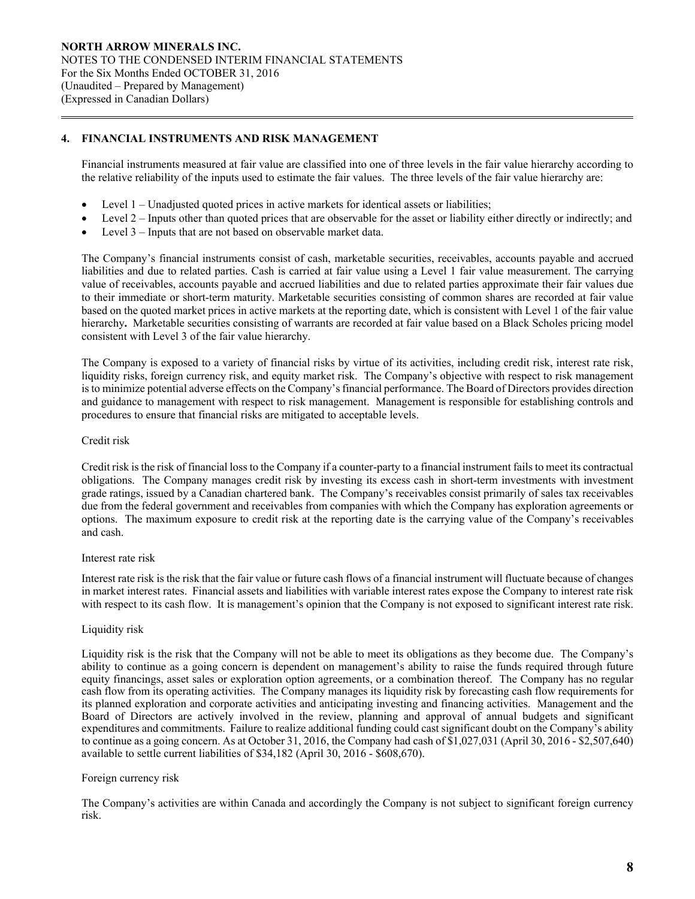## 4. FINANCIAL INSTRUMENTS AND RISK MANAGEMENT

Financial instruments measured at fair value are classified into one of three levels in the fair value hierarchy according to the relative reliability of the inputs used to estimate the fair values. The three levels of the fair value hierarchy are:

- Level 1 – Unadjusted quoted prices in active markets for identical assets or liabilities;
- Level 2 – Inputs other than quoted prices that are observable for the asset or liability either directly or indirectly; and
- Level 3 – Inputs that are not based on observable market data.

The Company's financial instruments consist of cash, marketable securities, receivables, accounts payable and accrued liabilities and due to related parties. Cash is carried at fair value using a Level 1 fair value measurement. The carrying value of receivables, accounts payable and accrued liabilities and due to related parties approximate their fair values due to their immediate or short-term maturity. Marketable securities consisting of common shares are recorded at fair value based on the quoted market prices in active markets at the reporting date, which is consistent with Level 1 of the fair value hierarchy**.** Marketable securities consisting of warrants are recorded at fair value based on a Black Scholes pricing model consistent with Level 3 of the fair value hierarchy.

The Company is exposed to a variety of financial risks by virtue of its activities, including credit risk, interest rate risk, liquidity risks, foreign currency risk, and equity market risk. The Company's objective with respect to risk management is to minimize potential adverse effects on the Company's financial performance. The Board of Directors provides direction and guidance to management with respect to risk management. Management is responsible for establishing controls and procedures to ensure that financial risks are mitigated to acceptable levels.

### Credit risk

Credit risk is the risk of financial loss to the Company if a counter-party to a financial instrument fails to meet its contractual obligations. The Company manages credit risk by investing its excess cash in short-term investments with investment grade ratings, issued by a Canadian chartered bank. The Company's receivables consist primarily of sales tax receivables due from the federal government and receivables from companies with which the Company has exploration agreements or options. The maximum exposure to credit risk at the reporting date is the carrying value of the Company's receivables and cash.

### Interest rate risk

Interest rate risk is the risk that the fair value or future cash flows of a financial instrument will fluctuate because of changes in market interest rates. Financial assets and liabilities with variable interest rates expose the Company to interest rate risk with respect to its cash flow. It is management's opinion that the Company is not exposed to significant interest rate risk.

### Liquidity risk

Liquidity risk is the risk that the Company will not be able to meet its obligations as they become due. The Company's ability to continue as a going concern is dependent on management's ability to raise the funds required through future equity financings, asset sales or exploration option agreements, or a combination thereof. The Company has no regular cash flow from its operating activities. The Company manages its liquidity risk by forecasting cash flow requirements for its planned exploration and corporate activities and anticipating investing and financing activities. Management and the Board of Directors are actively involved in the review, planning and approval of annual budgets and significant expenditures and commitments. Failure to realize additional funding could cast significant doubt on the Company's ability to continue as a going concern. As at October 31, 2016, the Company had cash of $1,027,031 (April 30, 2016 - $2,507,640) available to settle current liabilities of $34,182 (April 30, 2016 - $608,670).

### Foreign currency risk

The Company's activities are within Canada and accordingly the Company is not subject to significant foreign currency risk.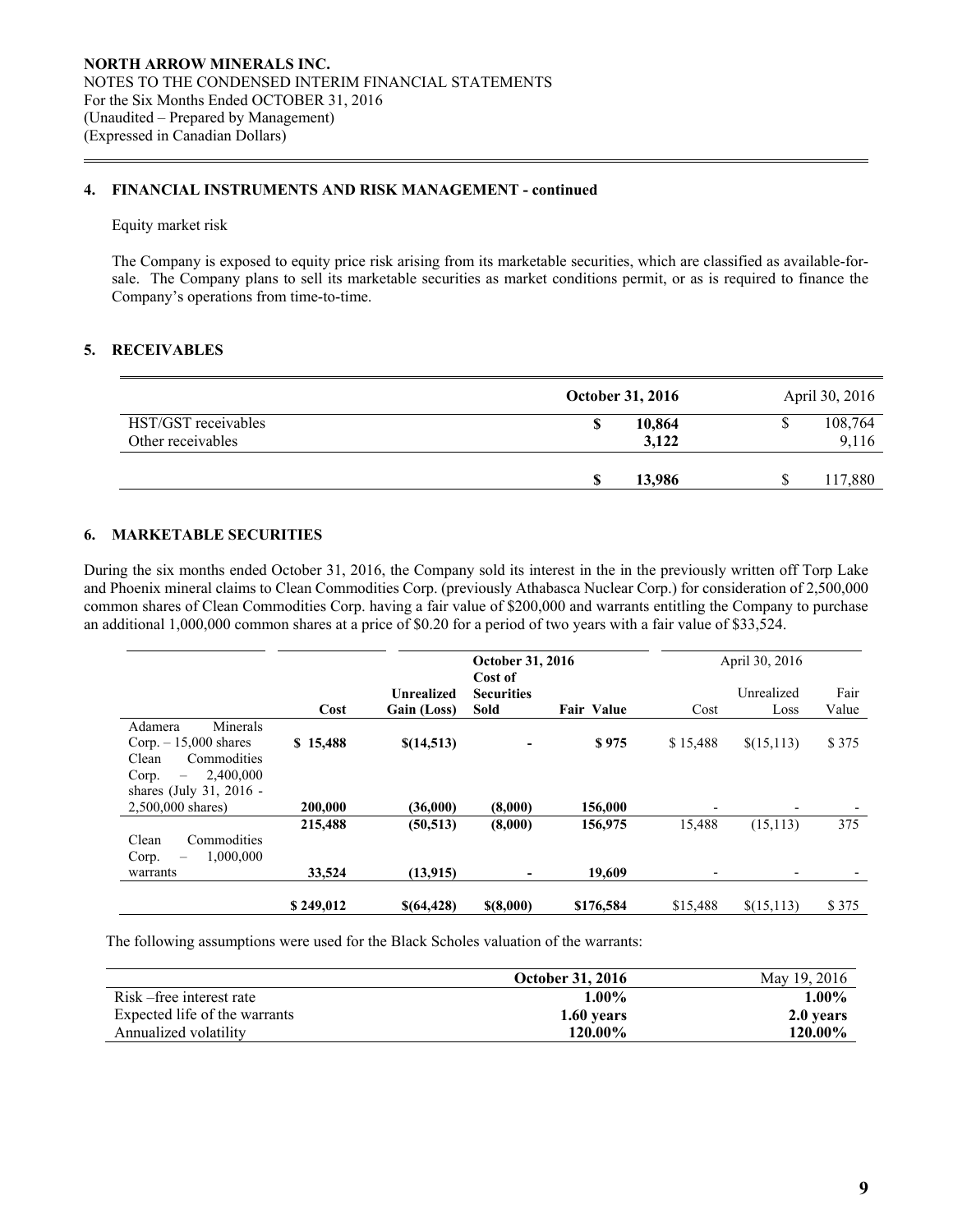## 4. FINANCIAL INSTRUMENTS AND RISK MANAGEMENT - continued

Equity market risk

The Company is exposed to equity price risk arising from its marketable securities, which are classified as available-for-sale. The Company plans to sell its marketable securities as market conditions permit, or as is required to finance the Company's operations from time-to-time.

## 5. RECEIVABLES

| | October 31, 2016 | April 30, 2016 |
|---|---|---|
| HST/GST receivables | $ 10,864 | $ 108,764 |
| Other receivables | 3,122 | 9,116 |
| | $ 13,986 | $ 117,880 |

## 6. MARKETABLE SECURITIES

During the six months ended October 31, 2016, the Company sold its interest in the in the previously written off Torp Lake and Phoenix mineral claims to Clean Commodities Corp. (previously Athabasca Nuclear Corp.) for consideration of 2,500,000 common shares of Clean Commodities Corp. having a fair value of $200,000 and warrants entitling the Company to purchase an additional 1,000,000 common shares at a price of $0.20 for a period of two years with a fair value of $33,524.

| | October 31, 2016 | | | | April 30, 2016 | | |
|---|---|---|---|---|---|---|---|
| | **Cost** | **Unrealized Gain (Loss)** | **Cost of Securities Sold** | **Fair Value** | Cost | Unrealized Loss | Fair Value |
| Adamera Minerals Corp. – 15,000 shares | **$ 15,488** | **$(14,513)** | **-** | **$ 975** | $ 15,488 | $(15,113) | $ 375 |
| Clean Commodities Corp. – 2,400,000 shares (July 31, 2016 - 2,500,000 shares) | **200,000** | **(36,000)** | **(8,000)** | **156,000** | - | - | - |
| | **215,488** | **(50,513)** | **(8,000)** | **156,975** | 15,488 | (15,113) | 375 |
| Clean Commodities Corp. – 1,000,000 warrants | **33,524** | **(13,915)** | **-** | **19,609** | - | - | - |
| | **$ 249,012** | **$(64,428)** | **$(8,000)** | **$176,584** | $15,488 | $(15,113) | $ 375 |

The following assumptions were used for the Black Scholes valuation of the warrants:

| | October 31, 2016 | May 19, 2016 |
|---|---|---|
| Risk –free interest rate | **1.00%** | **1.00%** |
| Expected life of the warrants | **1.60 years** | **2.0 years** |
| Annualized volatility | **120.00%** | **120.00%** |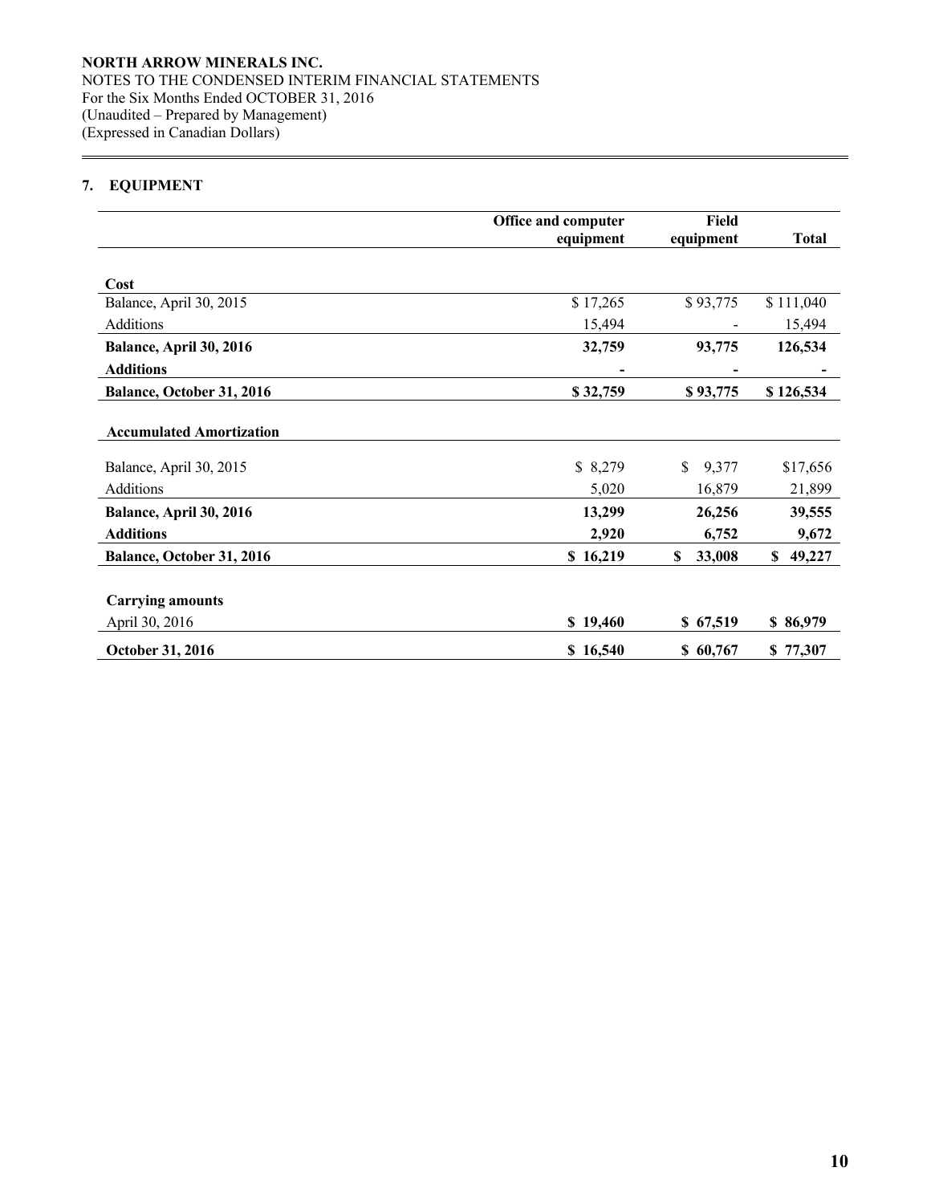NORTH ARROW MINERALS INC.
NOTES TO THE CONDENSED INTERIM FINANCIAL STATEMENTS
For the Six Months Ended OCTOBER 31, 2016
(Unaudited – Prepared by Management)
(Expressed in Canadian Dollars)

## 7. EQUIPMENT

| | Office and computer equipment | Field equipment | Total |
|---|---|---|---|
| **Cost** | | | |
| Balance, April 30, 2015 | $ 17,265 | $ 93,775 | $ 111,040 |
| Additions | 15,494 | - | 15,494 |
| **Balance, April 30, 2016** | **32,759** | **93,775** | **126,534** |
| **Additions** | **-** | **-** | **-** |
| **Balance, October 31, 2016** | **$ 32,759** | **$ 93,775** | **$ 126,534** |
| **Accumulated Amortization** | | | |
| Balance, April 30, 2015 | $ 8,279 | $ 9,377 | $17,656 |
| Additions | 5,020 | 16,879 | 21,899 |
| **Balance, April 30, 2016** | **13,299** | **26,256** | **39,555** |
| **Additions** | **2,920** | **6,752** | **9,672** |
| **Balance, October 31, 2016** | **$ 16,219** | **$ 33,008** | **$ 49,227** |
| **Carrying amounts** | | | |
| April 30, 2016 | **$ 19,460** | **$ 67,519** | **$ 86,979** |
| **October 31, 2016** | **$ 16,540** | **$ 60,767** | **$ 77,307** |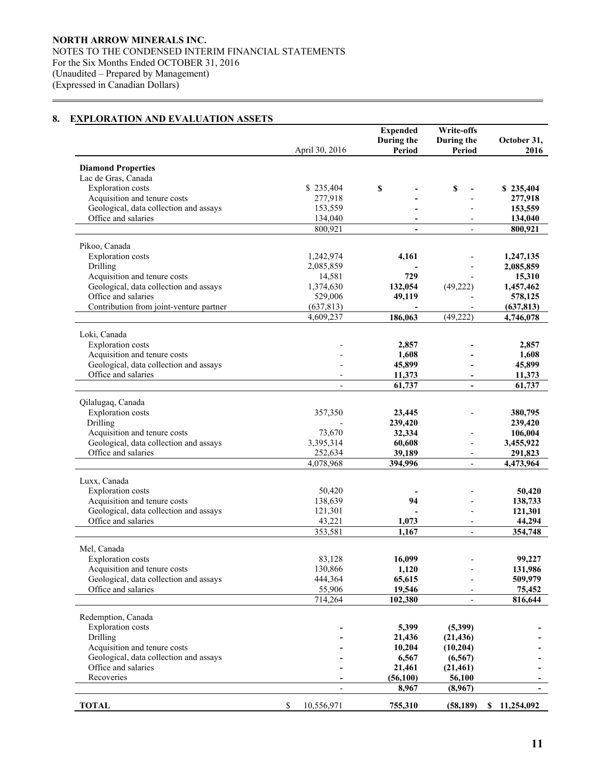NORTH ARROW MINERALS INC.
NOTES TO THE CONDENSED INTERIM FINANCIAL STATEMENTS
For the Six Months Ended OCTOBER 31, 2016
(Unaudited – Prepared by Management)
(Expressed in Canadian Dollars)

## 8. EXPLORATION AND EVALUATION ASSETS

| | April 30, 2016 | Expended During the Period | Write-offs During the Period | October 31, 2016 |
|---|---|---|---|---|
| **Diamond Properties** | | | | |
| Lac de Gras, Canada | | | | |
| Exploration costs | $ 235,404 | $ - | $ - | **$ 235,404** |
| Acquisition and tenure costs | 277,918 | **-** | - | **277,918** |
| Geological, data collection and assays | 153,559 | **-** | - | **153,559** |
| Office and salaries | 134,040 | **-** | - | **134,040** |
| | 800,921 | **-** | - | **800,921** |
| Pikoo, Canada | | | | |
| Exploration costs | 1,242,974 | **4,161** | - | **1,247,135** |
| Drilling | 2,085,859 | **-** | - | **2,085,859** |
| Acquisition and tenure costs | 14,581 | **729** | - | **15,310** |
| Geological, data collection and assays | 1,374,630 | **132,054** | (49,222) | **1,457,462** |
| Office and salaries | 529,006 | **49,119** | - | **578,125** |
| Contribution from joint-venture partner | (637,813) | **-** | - | **(637,813)** |
| | 4,609,237 | **186,063** | (49,222) | **4,746,078** |
| Loki, Canada | | | | |
| Exploration costs | - | **2,857** | **-** | **2,857** |
| Acquisition and tenure costs | - | **1,608** | **-** | **1,608** |
| Geological, data collection and assays | - | **45,899** | **-** | **45,899** |
| Office and salaries | - | **11,373** | **-** | **11,373** |
| | - | **61,737** | **-** | **61,737** |
| Qilalugaq, Canada | | | | |
| Exploration costs | 357,350 | **23,445** | - | **380,795** |
| Drilling | - | **239,420** | | **239,420** |
| Acquisition and tenure costs | 73,670 | **32,334** | - | **106,004** |
| Geological, data collection and assays | 3,395,314 | **60,608** | - | **3,455,922** |
| Office and salaries | 252,634 | **39,189** | - | **291,823** |
| | 4,078,968 | **394,996** | - | **4,473,964** |
| Luxx, Canada | | | | |
| Exploration costs | 50,420 | **-** | - | **50,420** |
| Acquisition and tenure costs | 138,639 | **94** | - | **138,733** |
| Geological, data collection and assays | 121,301 | **-** | - | **121,301** |
| Office and salaries | 43,221 | **1,073** | - | **44,294** |
| | 353,581 | **1,167** | - | **354,748** |
| Mel, Canada | | | | |
| Exploration costs | 83,128 | **16,099** | - | **99,227** |
| Acquisition and tenure costs | 130,866 | **1,120** | - | **131,986** |
| Geological, data collection and assays | 444,364 | **65,615** | - | **509,979** |
| Office and salaries | 55,906 | **19,546** | - | **75,452** |
| | 714,264 | **102,380** | - | **816,644** |
| Redemption, Canada | | | | |
| Exploration costs | **-** | **5,399** | **(5,399)** | **-** |
| Drilling | **-** | **21,436** | **(21,436)** | **-** |
| Acquisition and tenure costs | **-** | **10,204** | **(10,204)** | **-** |
| Geological, data collection and assays | **-** | **6,567** | **(6,567)** | **-** |
| Office and salaries | **-** | **21,461** | **(21,461)** | **-** |
| Recoveries | **-** | **(56,100)** | **56,100** | **-** |
| | - | **8,967** | **(8,967)** | **-** |
| **TOTAL** | $ 10,556,971 | **755,310** | **(58,189)** | **$ 11,254,092** |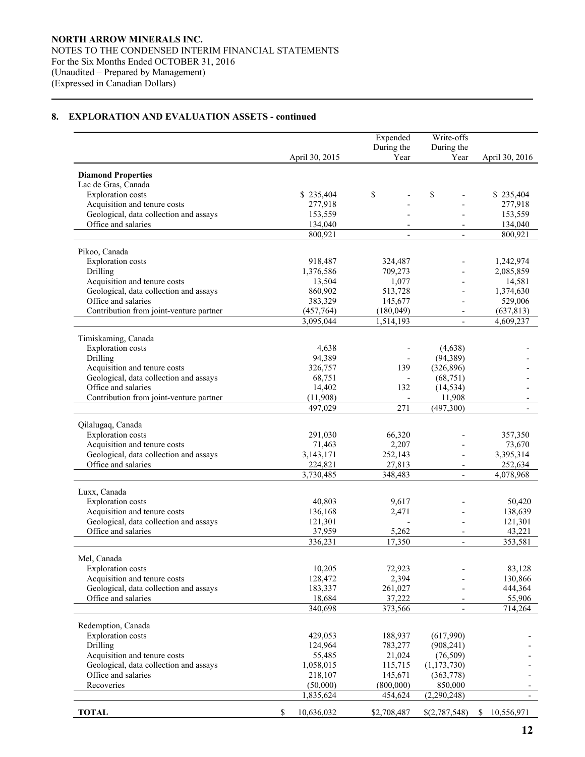**NORTH ARROW MINERALS INC.**
NOTES TO THE CONDENSED INTERIM FINANCIAL STATEMENTS
For the Six Months Ended OCTOBER 31, 2016
(Unaudited – Prepared by Management)
(Expressed in Canadian Dollars)

## 8. EXPLORATION AND EVALUATION ASSETS - continued

| | April 30, 2015 | Expended During the Year | Write-offs During the Year | April 30, 2016 |
|---|---|---|---|---|
| **Diamond Properties** | | | | |
| Lac de Gras, Canada | | | | |
| Exploration costs | $ 235,404 | $ - | $ - | $ 235,404 |
| Acquisition and tenure costs | 277,918 | - | - | 277,918 |
| Geological, data collection and assays | 153,559 | - | - | 153,559 |
| Office and salaries | 134,040 | - | - | 134,040 |
| | 800,921 | - | - | 800,921 |
| Pikoo, Canada | | | | |
| Exploration costs | 918,487 | 324,487 | - | 1,242,974 |
| Drilling | 1,376,586 | 709,273 | - | 2,085,859 |
| Acquisition and tenure costs | 13,504 | 1,077 | - | 14,581 |
| Geological, data collection and assays | 860,902 | 513,728 | - | 1,374,630 |
| Office and salaries | 383,329 | 145,677 | - | 529,006 |
| Contribution from joint-venture partner | (457,764) | (180,049) | - | (637,813) |
| | 3,095,044 | 1,514,193 | - | 4,609,237 |
| Timiskaming, Canada | | | | |
| Exploration costs | 4,638 | - | (4,638) | - |
| Drilling | 94,389 | - | (94,389) | - |
| Acquisition and tenure costs | 326,757 | 139 | (326,896) | - |
| Geological, data collection and assays | 68,751 | - | (68,751) | - |
| Office and salaries | 14,402 | 132 | (14,534) | - |
| Contribution from joint-venture partner | (11,908) | - | 11,908 | - |
| | 497,029 | 271 | (497,300) | - |
| Qilalugaq, Canada | | | | |
| Exploration costs | 291,030 | 66,320 | - | 357,350 |
| Acquisition and tenure costs | 71,463 | 2,207 | - | 73,670 |
| Geological, data collection and assays | 3,143,171 | 252,143 | - | 3,395,314 |
| Office and salaries | 224,821 | 27,813 | - | 252,634 |
| | 3,730,485 | 348,483 | - | 4,078,968 |
| Luxx, Canada | | | | |
| Exploration costs | 40,803 | 9,617 | - | 50,420 |
| Acquisition and tenure costs | 136,168 | 2,471 | - | 138,639 |
| Geological, data collection and assays | 121,301 | - | - | 121,301 |
| Office and salaries | 37,959 | 5,262 | - | 43,221 |
| | 336,231 | 17,350 | - | 353,581 |
| Mel, Canada | | | | |
| Exploration costs | 10,205 | 72,923 | - | 83,128 |
| Acquisition and tenure costs | 128,472 | 2,394 | - | 130,866 |
| Geological, data collection and assays | 183,337 | 261,027 | - | 444,364 |
| Office and salaries | 18,684 | 37,222 | - | 55,906 |
| | 340,698 | 373,566 | - | 714,264 |
| Redemption, Canada | | | | |
| Exploration costs | 429,053 | 188,937 | (617,990) | - |
| Drilling | 124,964 | 783,277 | (908,241) | - |
| Acquisition and tenure costs | 55,485 | 21,024 | (76,509) | - |
| Geological, data collection and assays | 1,058,015 | 115,715 | (1,173,730) | - |
| Office and salaries | 218,107 | 145,671 | (363,778) | - |
| Recoveries | (50,000) | (800,000) | 850,000 | - |
| | 1,835,624 | 454,624 | (2,290,248) | - |
| **TOTAL** | $ 10,636,032 | $2,708,487 | $(2,787,548) | $ 10,556,971 |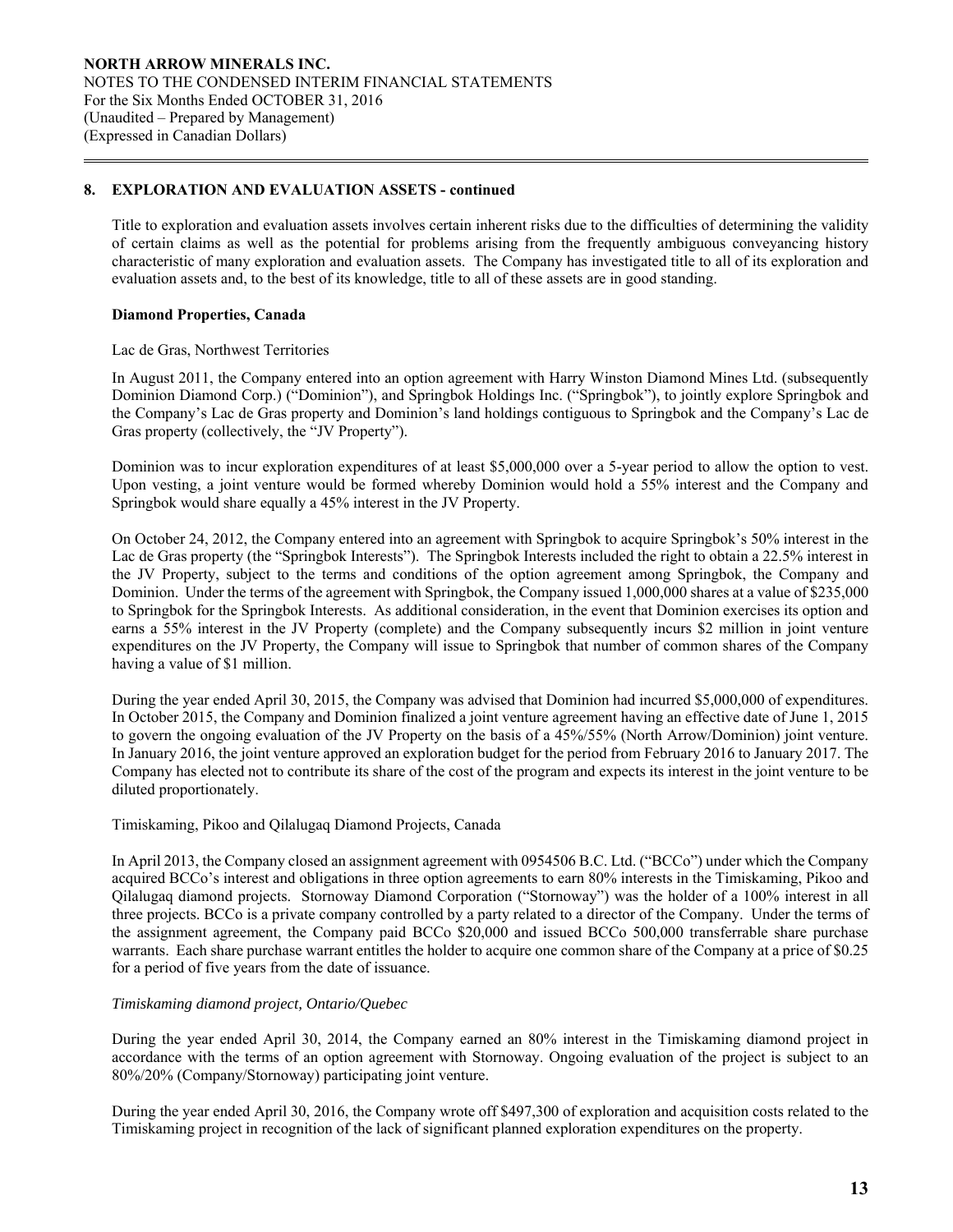## 8. EXPLORATION AND EVALUATION ASSETS - continued

Title to exploration and evaluation assets involves certain inherent risks due to the difficulties of determining the validity of certain claims as well as the potential for problems arising from the frequently ambiguous conveyancing history characteristic of many exploration and evaluation assets. The Company has investigated title to all of its exploration and evaluation assets and, to the best of its knowledge, title to all of these assets are in good standing.

### Diamond Properties, Canada

Lac de Gras, Northwest Territories

In August 2011, the Company entered into an option agreement with Harry Winston Diamond Mines Ltd. (subsequently Dominion Diamond Corp.) ("Dominion"), and Springbok Holdings Inc. ("Springbok"), to jointly explore Springbok and the Company's Lac de Gras property and Dominion's land holdings contiguous to Springbok and the Company's Lac de Gras property (collectively, the "JV Property").

Dominion was to incur exploration expenditures of at least $5,000,000 over a 5-year period to allow the option to vest. Upon vesting, a joint venture would be formed whereby Dominion would hold a 55% interest and the Company and Springbok would share equally a 45% interest in the JV Property.

On October 24, 2012, the Company entered into an agreement with Springbok to acquire Springbok's 50% interest in the Lac de Gras property (the "Springbok Interests"). The Springbok Interests included the right to obtain a 22.5% interest in the JV Property, subject to the terms and conditions of the option agreement among Springbok, the Company and Dominion. Under the terms of the agreement with Springbok, the Company issued 1,000,000 shares at a value of $235,000 to Springbok for the Springbok Interests. As additional consideration, in the event that Dominion exercises its option and earns a 55% interest in the JV Property (complete) and the Company subsequently incurs $2 million in joint venture expenditures on the JV Property, the Company will issue to Springbok that number of common shares of the Company having a value of $1 million.

During the year ended April 30, 2015, the Company was advised that Dominion had incurred $5,000,000 of expenditures. In October 2015, the Company and Dominion finalized a joint venture agreement having an effective date of June 1, 2015 to govern the ongoing evaluation of the JV Property on the basis of a 45%/55% (North Arrow/Dominion) joint venture. In January 2016, the joint venture approved an exploration budget for the period from February 2016 to January 2017. The Company has elected not to contribute its share of the cost of the program and expects its interest in the joint venture to be diluted proportionately.

Timiskaming, Pikoo and Qilalugaq Diamond Projects, Canada

In April 2013, the Company closed an assignment agreement with 0954506 B.C. Ltd. ("BCCo") under which the Company acquired BCCo's interest and obligations in three option agreements to earn 80% interests in the Timiskaming, Pikoo and Qilalugaq diamond projects. Stornoway Diamond Corporation ("Stornoway") was the holder of a 100% interest in all three projects. BCCo is a private company controlled by a party related to a director of the Company. Under the terms of the assignment agreement, the Company paid BCCo $20,000 and issued BCCo 500,000 transferrable share purchase warrants. Each share purchase warrant entitles the holder to acquire one common share of the Company at a price of $0.25 for a period of five years from the date of issuance.

*Timiskaming diamond project, Ontario/Quebec*

During the year ended April 30, 2014, the Company earned an 80% interest in the Timiskaming diamond project in accordance with the terms of an option agreement with Stornoway. Ongoing evaluation of the project is subject to an 80%/20% (Company/Stornoway) participating joint venture.

During the year ended April 30, 2016, the Company wrote off $497,300 of exploration and acquisition costs related to the Timiskaming project in recognition of the lack of significant planned exploration expenditures on the property.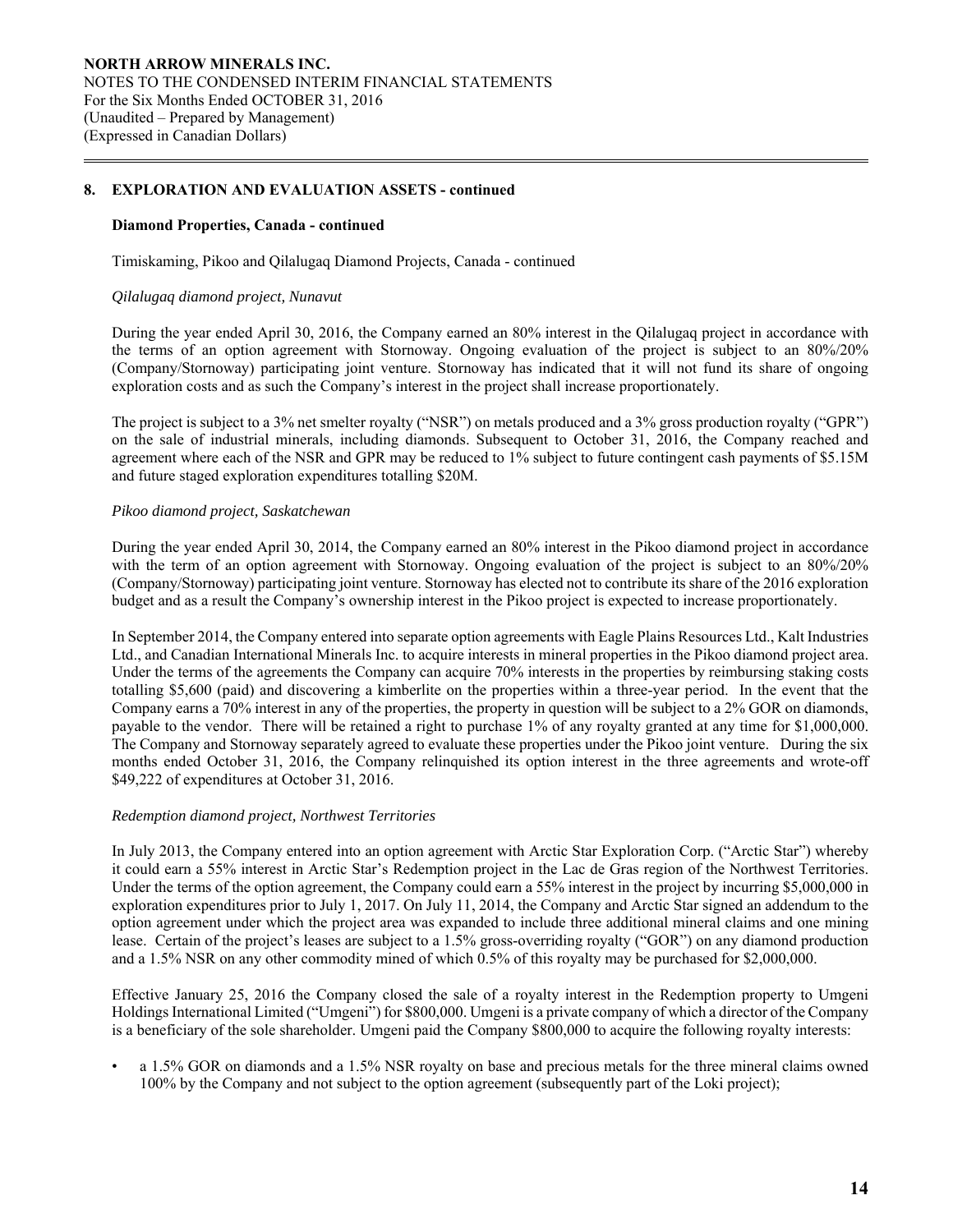## 8. EXPLORATION AND EVALUATION ASSETS - continued

### Diamond Properties, Canada - continued

Timiskaming, Pikoo and Qilalugaq Diamond Projects, Canada - continued

*Qilalugaq diamond project, Nunavut*

During the year ended April 30, 2016, the Company earned an 80% interest in the Qilalugaq project in accordance with the terms of an option agreement with Stornoway. Ongoing evaluation of the project is subject to an 80%/20% (Company/Stornoway) participating joint venture. Stornoway has indicated that it will not fund its share of ongoing exploration costs and as such the Company's interest in the project shall increase proportionately.

The project is subject to a 3% net smelter royalty ("NSR") on metals produced and a 3% gross production royalty ("GPR") on the sale of industrial minerals, including diamonds. Subsequent to October 31, 2016, the Company reached and agreement where each of the NSR and GPR may be reduced to 1% subject to future contingent cash payments of $5.15M and future staged exploration expenditures totalling $20M.

*Pikoo diamond project, Saskatchewan*

During the year ended April 30, 2014, the Company earned an 80% interest in the Pikoo diamond project in accordance with the term of an option agreement with Stornoway. Ongoing evaluation of the project is subject to an 80%/20% (Company/Stornoway) participating joint venture. Stornoway has elected not to contribute its share of the 2016 exploration budget and as a result the Company's ownership interest in the Pikoo project is expected to increase proportionately.

In September 2014, the Company entered into separate option agreements with Eagle Plains Resources Ltd., Kalt Industries Ltd., and Canadian International Minerals Inc. to acquire interests in mineral properties in the Pikoo diamond project area. Under the terms of the agreements the Company can acquire 70% interests in the properties by reimbursing staking costs totalling $5,600 (paid) and discovering a kimberlite on the properties within a three-year period. In the event that the Company earns a 70% interest in any of the properties, the property in question will be subject to a 2% GOR on diamonds, payable to the vendor. There will be retained a right to purchase 1% of any royalty granted at any time for $1,000,000. The Company and Stornoway separately agreed to evaluate these properties under the Pikoo joint venture. During the six months ended October 31, 2016, the Company relinquished its option interest in the three agreements and wrote-off $49,222 of expenditures at October 31, 2016.

*Redemption diamond project, Northwest Territories*

In July 2013, the Company entered into an option agreement with Arctic Star Exploration Corp. ("Arctic Star") whereby it could earn a 55% interest in Arctic Star's Redemption project in the Lac de Gras region of the Northwest Territories. Under the terms of the option agreement, the Company could earn a 55% interest in the project by incurring $5,000,000 in exploration expenditures prior to July 1, 2017. On July 11, 2014, the Company and Arctic Star signed an addendum to the option agreement under which the project area was expanded to include three additional mineral claims and one mining lease. Certain of the project's leases are subject to a 1.5% gross-overriding royalty ("GOR") on any diamond production and a 1.5% NSR on any other commodity mined of which 0.5% of this royalty may be purchased for $2,000,000.

Effective January 25, 2016 the Company closed the sale of a royalty interest in the Redemption property to Umgeni Holdings International Limited ("Umgeni") for $800,000. Umgeni is a private company of which a director of the Company is a beneficiary of the sole shareholder. Umgeni paid the Company $800,000 to acquire the following royalty interests:

- a 1.5% GOR on diamonds and a 1.5% NSR royalty on base and precious metals for the three mineral claims owned 100% by the Company and not subject to the option agreement (subsequently part of the Loki project);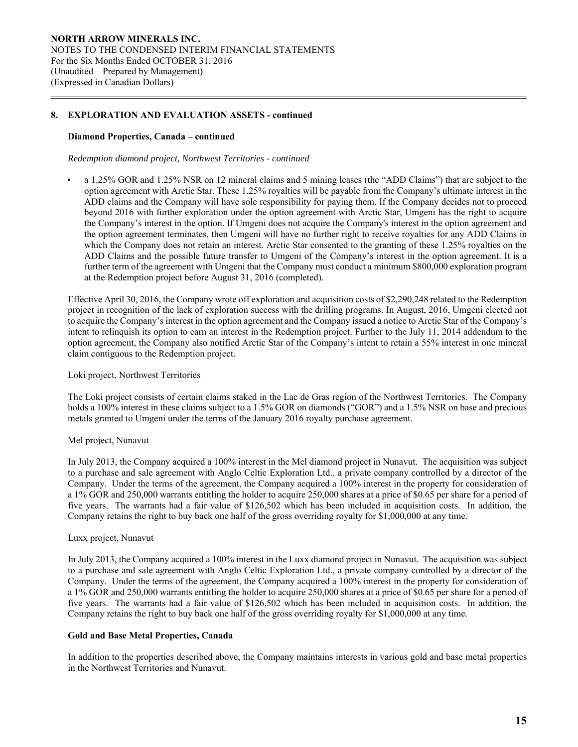## 8. EXPLORATION AND EVALUATION ASSETS - continued

**Diamond Properties, Canada – continued**

*Redemption diamond project, Northwest Territories - continued*

- a 1.25% GOR and 1.25% NSR on 12 mineral claims and 5 mining leases (the "ADD Claims") that are subject to the option agreement with Arctic Star. These 1.25% royalties will be payable from the Company's ultimate interest in the ADD claims and the Company will have sole responsibility for paying them. If the Company decides not to proceed beyond 2016 with further exploration under the option agreement with Arctic Star, Umgeni has the right to acquire the Company's interest in the option. If Umgeni does not acquire the Company's interest in the option agreement and the option agreement terminates, then Umgeni will have no further right to receive royalties for any ADD Claims in which the Company does not retain an interest. Arctic Star consented to the granting of these 1.25% royalties on the ADD Claims and the possible future transfer to Umgeni of the Company's interest in the option agreement. It is a further term of the agreement with Umgeni that the Company must conduct a minimum $800,000 exploration program at the Redemption project before August 31, 2016 (completed).

Effective April 30, 2016, the Company wrote off exploration and acquisition costs of $2,290,248 related to the Redemption project in recognition of the lack of exploration success with the drilling programs. In August, 2016, Umgeni elected not to acquire the Company's interest in the option agreement and the Company issued a notice to Arctic Star of the Company's intent to relinquish its option to earn an interest in the Redemption project. Further to the July 11, 2014 addendum to the option agreement, the Company also notified Arctic Star of the Company's intent to retain a 55% interest in one mineral claim contiguous to the Redemption project.

Loki project, Northwest Territories

The Loki project consists of certain claims staked in the Lac de Gras region of the Northwest Territories. The Company holds a 100% interest in these claims subject to a 1.5% GOR on diamonds ("GOR") and a 1.5% NSR on base and precious metals granted to Umgeni under the terms of the January 2016 royalty purchase agreement.

Mel project, Nunavut

In July 2013, the Company acquired a 100% interest in the Mel diamond project in Nunavut. The acquisition was subject to a purchase and sale agreement with Anglo Celtic Exploration Ltd., a private company controlled by a director of the Company. Under the terms of the agreement, the Company acquired a 100% interest in the property for consideration of a 1% GOR and 250,000 warrants entitling the holder to acquire 250,000 shares at a price of $0.65 per share for a period of five years. The warrants had a fair value of $126,502 which has been included in acquisition costs. In addition, the Company retains the right to buy back one half of the gross overriding royalty for $1,000,000 at any time.

Luxx project, Nunavut

In July 2013, the Company acquired a 100% interest in the Luxx diamond project in Nunavut. The acquisition was subject to a purchase and sale agreement with Anglo Celtic Exploration Ltd., a private company controlled by a director of the Company. Under the terms of the agreement, the Company acquired a 100% interest in the property for consideration of a 1% GOR and 250,000 warrants entitling the holder to acquire 250,000 shares at a price of $0.65 per share for a period of five years. The warrants had a fair value of $126,502 which has been included in acquisition costs. In addition, the Company retains the right to buy back one half of the gross overriding royalty for $1,000,000 at any time.

**Gold and Base Metal Properties, Canada**

In addition to the properties described above, the Company maintains interests in various gold and base metal properties in the Northwest Territories and Nunavut.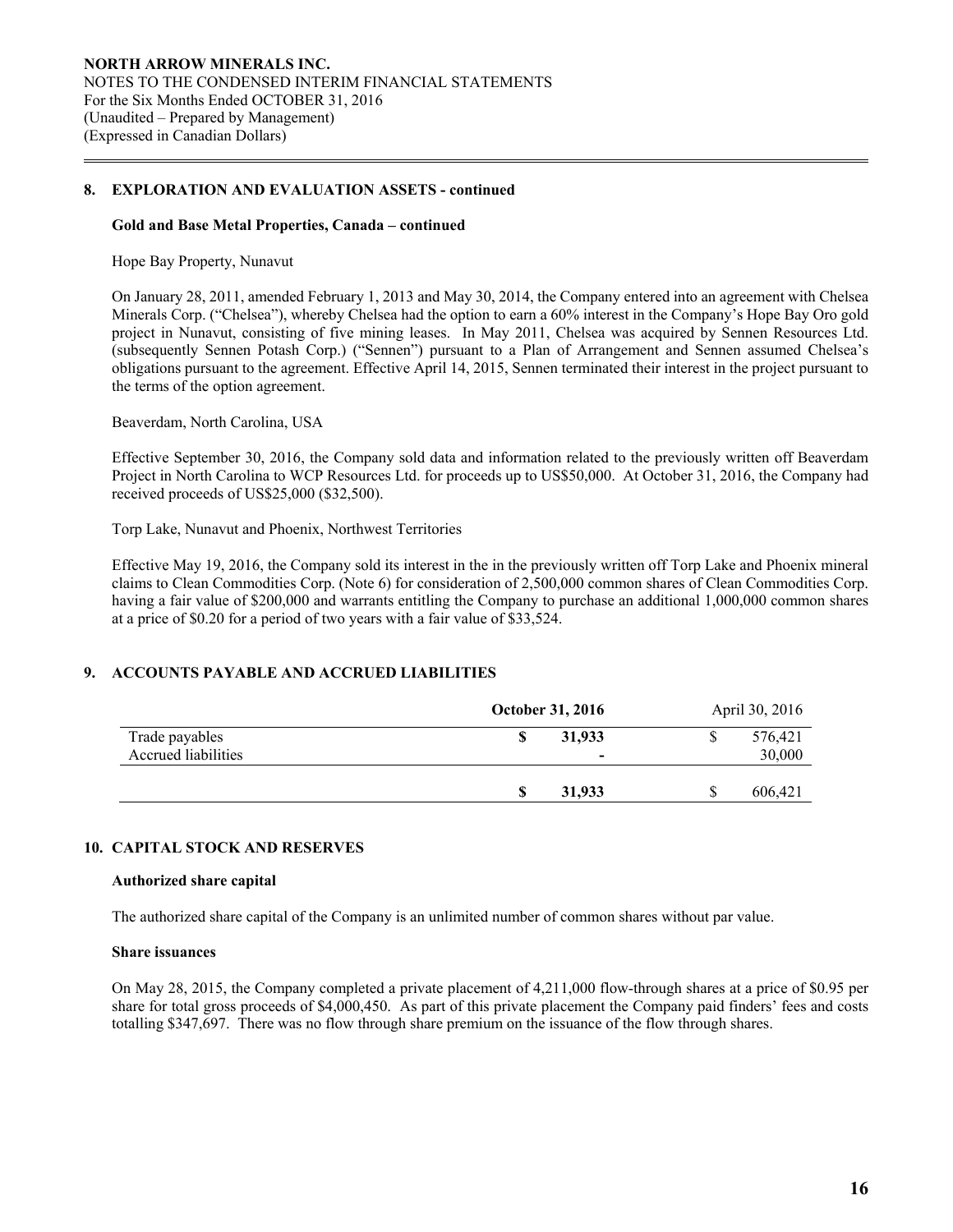## 8. EXPLORATION AND EVALUATION ASSETS - continued

### Gold and Base Metal Properties, Canada – continued

Hope Bay Property, Nunavut

On January 28, 2011, amended February 1, 2013 and May 30, 2014, the Company entered into an agreement with Chelsea Minerals Corp. ("Chelsea"), whereby Chelsea had the option to earn a 60% interest in the Company's Hope Bay Oro gold project in Nunavut, consisting of five mining leases. In May 2011, Chelsea was acquired by Sennen Resources Ltd. (subsequently Sennen Potash Corp.) ("Sennen") pursuant to a Plan of Arrangement and Sennen assumed Chelsea's obligations pursuant to the agreement. Effective April 14, 2015, Sennen terminated their interest in the project pursuant to the terms of the option agreement.

Beaverdam, North Carolina, USA

Effective September 30, 2016, the Company sold data and information related to the previously written off Beaverdam Project in North Carolina to WCP Resources Ltd. for proceeds up to US$50,000. At October 31, 2016, the Company had received proceeds of US$25,000 ($32,500).

Torp Lake, Nunavut and Phoenix, Northwest Territories

Effective May 19, 2016, the Company sold its interest in the in the previously written off Torp Lake and Phoenix mineral claims to Clean Commodities Corp. (Note 6) for consideration of 2,500,000 common shares of Clean Commodities Corp. having a fair value of $200,000 and warrants entitling the Company to purchase an additional 1,000,000 common shares at a price of $0.20 for a period of two years with a fair value of $33,524.

## 9. ACCOUNTS PAYABLE AND ACCRUED LIABILITIES

| | **October 31, 2016** | April 30, 2016 |
|---|---|---|
| Trade payables | **$ 31,933** | $ 576,421 |
| Accrued liabilities | **-** | 30,000 |
| | **$ 31,933** | $ 606,421 |

## 10. CAPITAL STOCK AND RESERVES

### Authorized share capital

The authorized share capital of the Company is an unlimited number of common shares without par value.

### Share issuances

On May 28, 2015, the Company completed a private placement of 4,211,000 flow-through shares at a price of $0.95 per share for total gross proceeds of $4,000,450. As part of this private placement the Company paid finders' fees and costs totalling $347,697. There was no flow through share premium on the issuance of the flow through shares.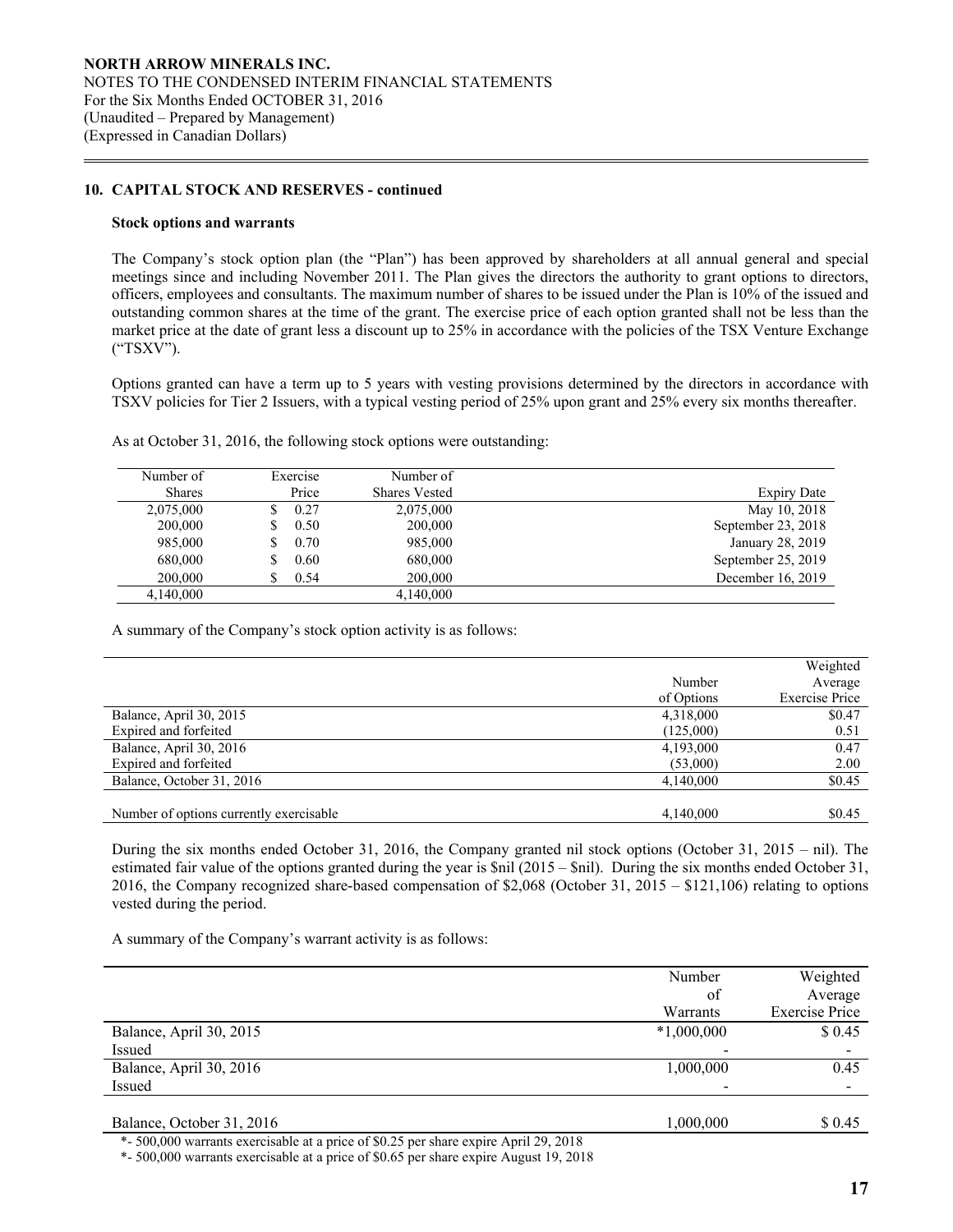### 10. CAPITAL STOCK AND RESERVES - continued

**Stock options and warrants**

The Company's stock option plan (the "Plan") has been approved by shareholders at all annual general and special meetings since and including November 2011. The Plan gives the directors the authority to grant options to directors, officers, employees and consultants. The maximum number of shares to be issued under the Plan is 10% of the issued and outstanding common shares at the time of the grant. The exercise price of each option granted shall not be less than the market price at the date of grant less a discount up to 25% in accordance with the policies of the TSX Venture Exchange ("TSXV").

Options granted can have a term up to 5 years with vesting provisions determined by the directors in accordance with TSXV policies for Tier 2 Issuers, with a typical vesting period of 25% upon grant and 25% every six months thereafter.

As at October 31, 2016, the following stock options were outstanding:

| Number of Shares | Exercise Price | Number of Shares Vested | Expiry Date |
|---|---|---|---|
| 2,075,000 | $ 0.27 | 2,075,000 | May 10, 2018 |
| 200,000 | $ 0.50 | 200,000 | September 23, 2018 |
| 985,000 | $ 0.70 | 985,000 | January 28, 2019 |
| 680,000 | $ 0.60 | 680,000 | September 25, 2019 |
| 200,000 | $ 0.54 | 200,000 | December 16, 2019 |
| 4,140,000 | | 4,140,000 | |

A summary of the Company's stock option activity is as follows:

| | Number of Options | Weighted Average Exercise Price |
|---|---|---|
| Balance, April 30, 2015 | 4,318,000 | $0.47 |
| Expired and forfeited | (125,000) | 0.51 |
| Balance, April 30, 2016 | 4,193,000 | 0.47 |
| Expired and forfeited | (53,000) | 2.00 |
| Balance, October 31, 2016 | 4,140,000 | $0.45 |
| | | |
| Number of options currently exercisable | 4,140,000 | $0.45 |

During the six months ended October 31, 2016, the Company granted nil stock options (October 31, 2015 – nil). The estimated fair value of the options granted during the year is $nil (2015 – $nil). During the six months ended October 31, 2016, the Company recognized share-based compensation of $2,068 (October 31, 2015 – $121,106) relating to options vested during the period.

A summary of the Company's warrant activity is as follows:

| | Number of Warrants | Weighted Average Exercise Price |
|---|---|---|
| Balance, April 30, 2015 | *1,000,000 | $ 0.45 |
| Issued | - | - |
| Balance, April 30, 2016 | 1,000,000 | 0.45 |
| Issued | - | - |
| | | |
| Balance, October 31, 2016 | 1,000,000 | $ 0.45 |

*- 500,000 warrants exercisable at a price of $0.25 per share expire April 29, 2018

*- 500,000 warrants exercisable at a price of $0.65 per share expire August 19, 2018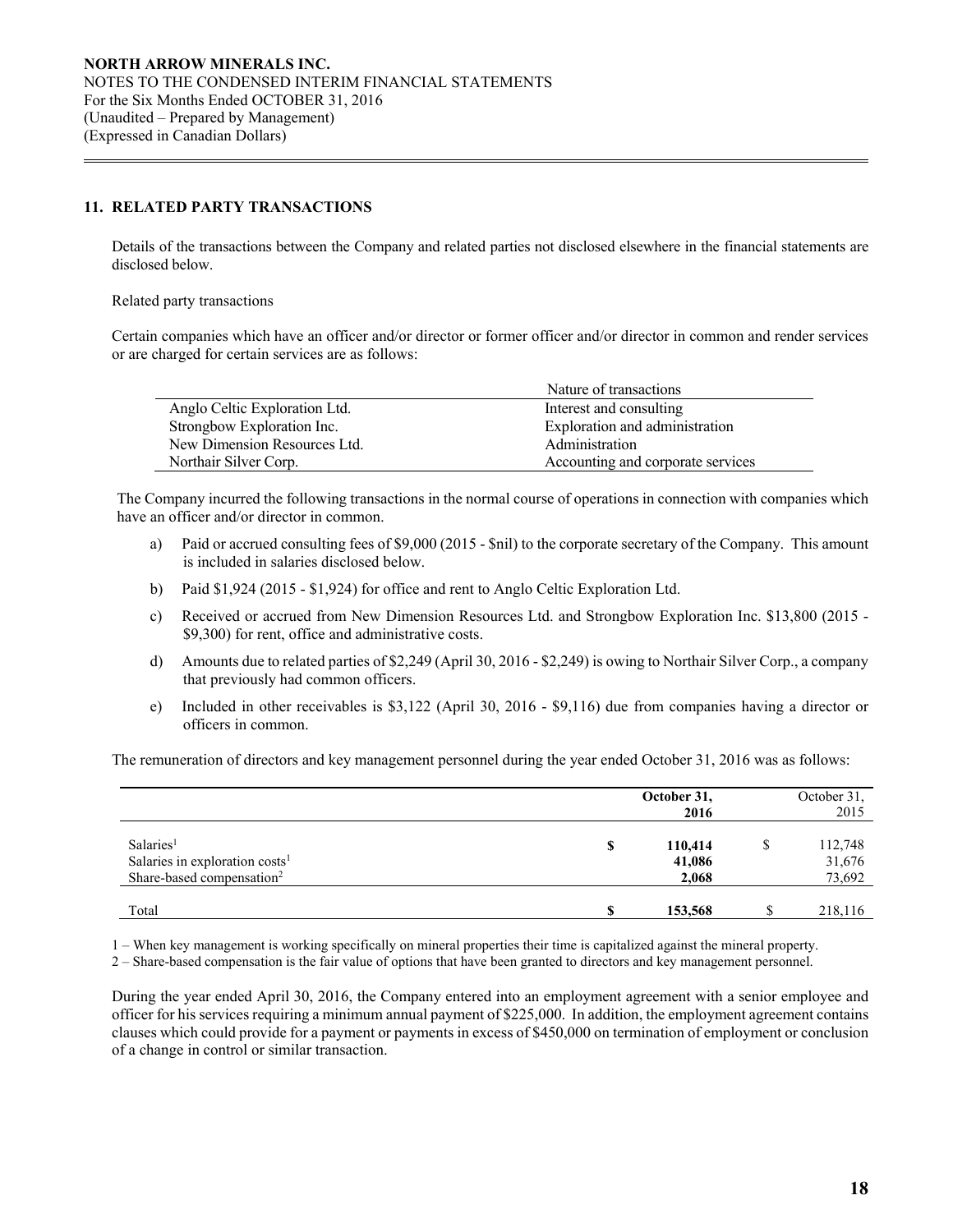## 11. RELATED PARTY TRANSACTIONS

Details of the transactions between the Company and related parties not disclosed elsewhere in the financial statements are disclosed below.

Related party transactions

Certain companies which have an officer and/or director or former officer and/or director in common and render services or are charged for certain services are as follows:

| | Nature of transactions |
|---|---|
| Anglo Celtic Exploration Ltd. | Interest and consulting |
| Strongbow Exploration Inc. | Exploration and administration |
| New Dimension Resources Ltd. | Administration |
| Northair Silver Corp. | Accounting and corporate services |

The Company incurred the following transactions in the normal course of operations in connection with companies which have an officer and/or director in common.

a) Paid or accrued consulting fees of $9,000 (2015 - $nil) to the corporate secretary of the Company. This amount is included in salaries disclosed below.

b) Paid $1,924 (2015 - $1,924) for office and rent to Anglo Celtic Exploration Ltd.

c) Received or accrued from New Dimension Resources Ltd. and Strongbow Exploration Inc. $13,800 (2015 - $9,300) for rent, office and administrative costs.

d) Amounts due to related parties of $2,249 (April 30, 2016 - $2,249) is owing to Northair Silver Corp., a company that previously had common officers.

e) Included in other receivables is $3,122 (April 30, 2016 - $9,116) due from companies having a director or officers in common.

The remuneration of directors and key management personnel during the year ended October 31, 2016 was as follows:

| | | **October 31, 2016** | | October 31, 2015 |
|---|---|---|---|---|
| Salaries[1] | **$** | **110,414** | $ | 112,748 |
| Salaries in exploration costs[1] | | **41,086** | | 31,676 |
| Share-based compensation[2] | | **2,068** | | 73,692 |
| Total | **$** | **153,568** | $ | 218,116 |

1 – When key management is working specifically on mineral properties their time is capitalized against the mineral property.
2 – Share-based compensation is the fair value of options that have been granted to directors and key management personnel.

During the year ended April 30, 2016, the Company entered into an employment agreement with a senior employee and officer for his services requiring a minimum annual payment of $225,000. In addition, the employment agreement contains clauses which could provide for a payment or payments in excess of $450,000 on termination of employment or conclusion of a change in control or similar transaction.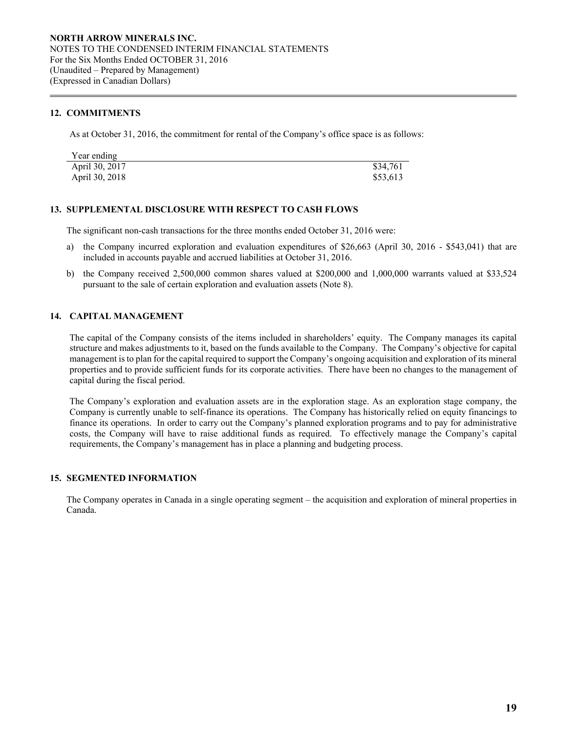**NORTH ARROW MINERALS INC.**
NOTES TO THE CONDENSED INTERIM FINANCIAL STATEMENTS
For the Six Months Ended OCTOBER 31, 2016
(Unaudited – Prepared by Management)
(Expressed in Canadian Dollars)

## 12. COMMITMENTS

As at October 31, 2016, the commitment for rental of the Company's office space is as follows:

| Year ending | |
|---|---|
| April 30, 2017 | $34,761 |
| April 30, 2018 | $53,613 |

## 13. SUPPLEMENTAL DISCLOSURE WITH RESPECT TO CASH FLOWS

The significant non-cash transactions for the three months ended October 31, 2016 were:

a) the Company incurred exploration and evaluation expenditures of $26,663 (April 30, 2016 - $543,041) that are included in accounts payable and accrued liabilities at October 31, 2016.

b) the Company received 2,500,000 common shares valued at $200,000 and 1,000,000 warrants valued at $33,524 pursuant to the sale of certain exploration and evaluation assets (Note 8).

## 14. CAPITAL MANAGEMENT

The capital of the Company consists of the items included in shareholders' equity. The Company manages its capital structure and makes adjustments to it, based on the funds available to the Company. The Company's objective for capital management is to plan for the capital required to support the Company's ongoing acquisition and exploration of its mineral properties and to provide sufficient funds for its corporate activities. There have been no changes to the management of capital during the fiscal period.

The Company's exploration and evaluation assets are in the exploration stage. As an exploration stage company, the Company is currently unable to self-finance its operations. The Company has historically relied on equity financings to finance its operations. In order to carry out the Company's planned exploration programs and to pay for administrative costs, the Company will have to raise additional funds as required. To effectively manage the Company's capital requirements, the Company's management has in place a planning and budgeting process.

## 15. SEGMENTED INFORMATION

The Company operates in Canada in a single operating segment – the acquisition and exploration of mineral properties in Canada.